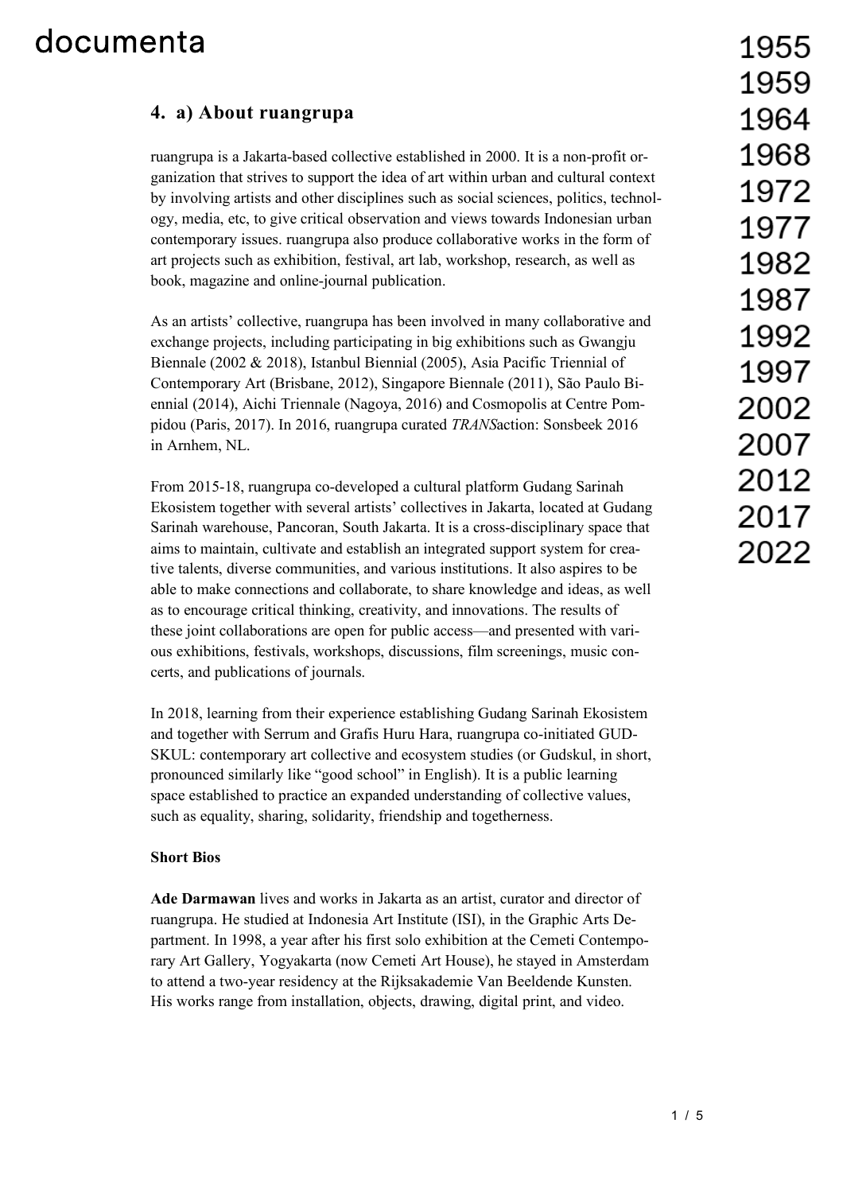## 4. a) About ruangrupa

ruangrupa is a Jakarta-based collective established in 2000. It is a non-profit organization that strives to support the idea of art within urban and cultural context by involving artists and other disciplines such as social sciences, politics, technology, media, etc, to give critical observation and views towards Indonesian urban contemporary issues. ruangrupa also produce collaborative works in the form of art projects such as exhibition, festival, art lab, workshop, research, as well as book, magazine and online-journal publication.

As an artists' collective, ruangrupa has been involved in many collaborative and exchange projects, including participating in big exhibitions such as Gwangju Biennale (2002 & 2018), Istanbul Biennial (2005), Asia Pacific Triennial of Contemporary Art (Brisbane, 2012), Singapore Biennale (2011), São Paulo Biennial (2014), Aichi Triennale (Nagoya, 2016) and Cosmopolis at Centre Pompidou (Paris, 2017). In 2016, ruangrupa curated *TRANS*action: Sonsbeek 2016 in Arnhem, NL.

From 2015-18, ruangrupa co-developed a cultural platform Gudang Sarinah Ekosistem together with several artists' collectives in Jakarta, located at Gudang Sarinah warehouse, Pancoran, South Jakarta. It is a cross-disciplinary space that aims to maintain, cultivate and establish an integrated support system for creative talents, diverse communities, and various institutions. It also aspires to be able to make connections and collaborate, to share knowledge and ideas, as well as to encourage critical thinking, creativity, and innovations. The results of these joint collaborations are open for public access—and presented with various exhibitions, festivals, workshops, discussions, film screenings, music concerts, and publications of journals.

In 2018, learning from their experience establishing Gudang Sarinah Ekosistem and together with Serrum and Grafis Huru Hara, ruangrupa co-initiated GUDSKUL: contemporary art collective and ecosystem studies (or Gudskul, in short, pronounced similarly like "good school" in English). It is a public learning space established to practice an expanded understanding of collective values, such as equality, sharing, solidarity, friendship and togetherness.

**Short Bios**

**Ade Darmawan** lives and works in Jakarta as an artist, curator and director of ruangrupa. He studied at Indonesia Art Institute (ISI), in the Graphic Arts Department. In 1998, a year after his first solo exhibition at the Cemeti Contemporary Art Gallery, Yogyakarta (now Cemeti Art House), he stayed in Amsterdam to attend a two-year residency at the Rijksakademie Van Beeldende Kunsten. His works range from installation, objects, drawing, digital print, and video.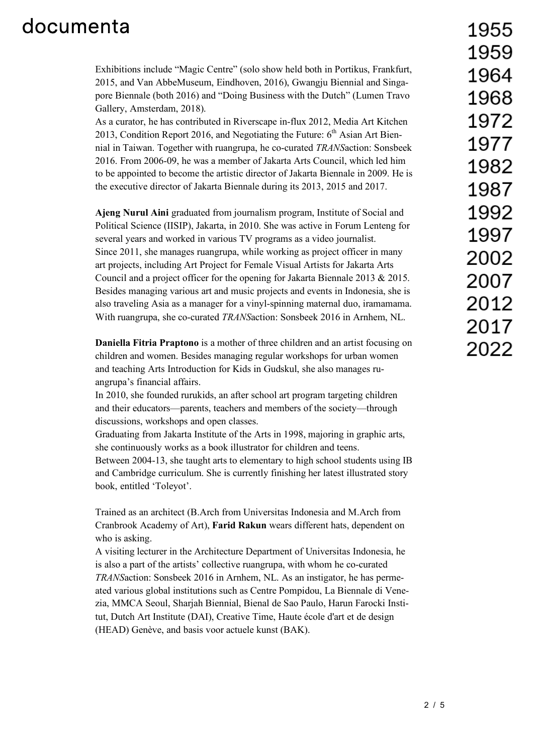Exhibitions include “Magic Centre” (solo show held both in Portikus, Frankfurt, 2015, and Van AbbeMuseum, Eindhoven, 2016), Gwangju Biennial and Singapore Biennale (both 2016) and “Doing Business with the Dutch” (Lumen Travo Gallery, Amsterdam, 2018).
As a curator, he has contributed in Riverscape in-flux 2012, Media Art Kitchen 2013, Condition Report 2016, and Negotiating the Future: 6th Asian Art Biennial in Taiwan. Together with ruangrupa, he co-curated *TRANS*action: Sonsbeek 2016. From 2006-09, he was a member of Jakarta Arts Council, which led him to be appointed to become the artistic director of Jakarta Biennale in 2009. He is the executive director of Jakarta Biennale during its 2013, 2015 and 2017.

**Ajeng Nurul Aini** graduated from journalism program, Institute of Social and Political Science (IISIP), Jakarta, in 2010. She was active in Forum Lenteng for several years and worked in various TV programs as a video journalist.
Since 2011, she manages ruangrupa, while working as project officer in many art projects, including Art Project for Female Visual Artists for Jakarta Arts Council and a project officer for the opening for Jakarta Biennale 2013 & 2015. Besides managing various art and music projects and events in Indonesia, she is also traveling Asia as a manager for a vinyl-spinning maternal duo, iramamama. With ruangrupa, she co-curated *TRANS*action: Sonsbeek 2016 in Arnhem, NL.

**Daniella Fitria Praptono** is a mother of three children and an artist focusing on children and women. Besides managing regular workshops for urban women and teaching Arts Introduction for Kids in Gudskul, she also manages ruangrupa’s financial affairs.
In 2010, she founded rurukids, an after school art program targeting children and their educators—parents, teachers and members of the society—through discussions, workshops and open classes.
Graduating from Jakarta Institute of the Arts in 1998, majoring in graphic arts, she continuously works as a book illustrator for children and teens.
Between 2004-13, she taught arts to elementary to high school students using IB and Cambridge curriculum. She is currently finishing her latest illustrated story book, entitled ‘Toleyot’.

Trained as an architect (B.Arch from Universitas Indonesia and M.Arch from Cranbrook Academy of Art), **Farid Rakun** wears different hats, dependent on who is asking.
A visiting lecturer in the Architecture Department of Universitas Indonesia, he is also a part of the artists’ collective ruangrupa, with whom he co-curated *TRANS*action: Sonsbeek 2016 in Arnhem, NL. As an instigator, he has permeated various global institutions such as Centre Pompidou, La Biennale di Venezia, MMCA Seoul, Sharjah Biennial, Bienal de Sao Paulo, Harun Farocki Institut, Dutch Art Institute (DAI), Creative Time, Haute école d'art et de design (HEAD) Genève, and basis voor actuele kunst (BAK).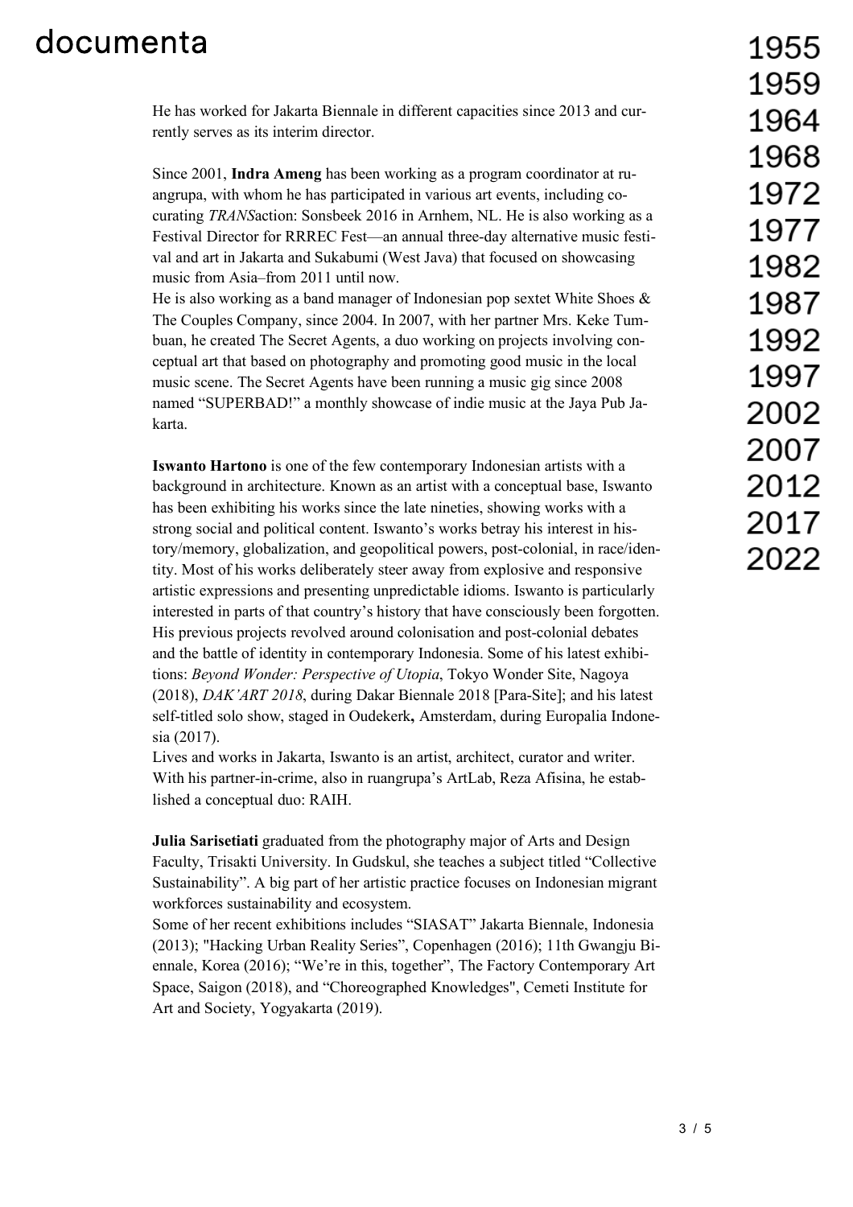He has worked for Jakarta Biennale in different capacities since 2013 and currently serves as its interim director.

Since 2001, **Indra Ameng** has been working as a program coordinator at ruangrupa, with whom he has participated in various art events, including co-curating *TRANS*action: Sonsbeek 2016 in Arnhem, NL. He is also working as a Festival Director for RRREC Fest—an annual three-day alternative music festival and art in Jakarta and Sukabumi (West Java) that focused on showcasing music from Asia–from 2011 until now.
He is also working as a band manager of Indonesian pop sextet White Shoes & The Couples Company, since 2004. In 2007, with her partner Mrs. Keke Tumbuan, he created The Secret Agents, a duo working on projects involving conceptual art that based on photography and promoting good music in the local music scene. The Secret Agents have been running a music gig since 2008 named "SUPERBAD!" a monthly showcase of indie music at the Jaya Pub Jakarta.

**Iswanto Hartono** is one of the few contemporary Indonesian artists with a background in architecture. Known as an artist with a conceptual base, Iswanto has been exhibiting his works since the late nineties, showing works with a strong social and political content. Iswanto's works betray his interest in history/memory, globalization, and geopolitical powers, post-colonial, in race/identity. Most of his works deliberately steer away from explosive and responsive artistic expressions and presenting unpredictable idioms. Iswanto is particularly interested in parts of that country's history that have consciously been forgotten. His previous projects revolved around colonisation and post-colonial debates and the battle of identity in contemporary Indonesia. Some of his latest exhibitions: *Beyond Wonder: Perspective of Utopia*, Tokyo Wonder Site, Nagoya (2018), *DAK'ART 2018*, during Dakar Biennale 2018 [Para-Site]; and his latest self-titled solo show, staged in Oudekerk**,** Amsterdam, during Europalia Indonesia (2017).
Lives and works in Jakarta, Iswanto is an artist, architect, curator and writer. With his partner-in-crime, also in ruangrupa's ArtLab, Reza Afisina, he established a conceptual duo: RAIH.

**Julia Sarisetiati** graduated from the photography major of Arts and Design Faculty, Trisakti University. In Gudskul, she teaches a subject titled "Collective Sustainability". A big part of her artistic practice focuses on Indonesian migrant workforces sustainability and ecosystem.
Some of her recent exhibitions includes "SIASAT" Jakarta Biennale, Indonesia (2013); "Hacking Urban Reality Series", Copenhagen (2016); 11th Gwangju Biennale, Korea (2016); "We're in this, together", The Factory Contemporary Art Space, Saigon (2018), and "Choreographed Knowledges", Cemeti Institute for Art and Society, Yogyakarta (2019).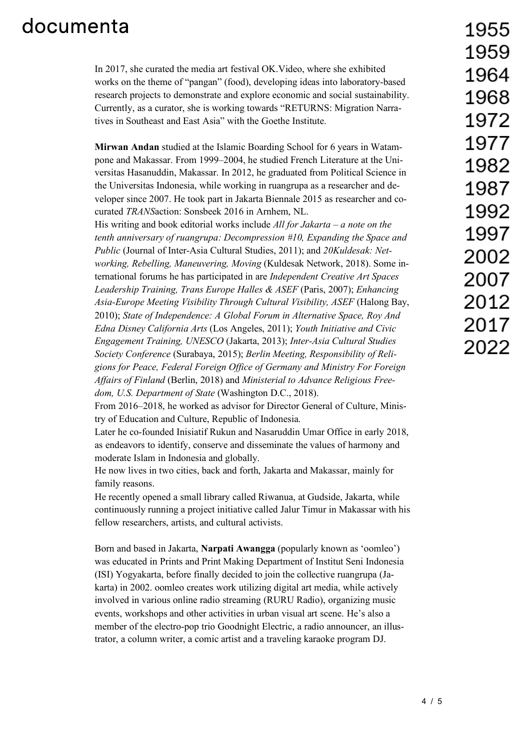In 2017, she curated the media art festival OK.Video, where she exhibited works on the theme of "pangan" (food), developing ideas into laboratory-based research projects to demonstrate and explore economic and social sustainability. Currently, as a curator, she is working towards "RETURNS: Migration Narratives in Southeast and East Asia" with the Goethe Institute.

**Mirwan Andan** studied at the Islamic Boarding School for 6 years in Watampone and Makassar. From 1999–2004, he studied French Literature at the Universitas Hasanuddin, Makassar. In 2012, he graduated from Political Science in the Universitas Indonesia, while working in ruangrupa as a researcher and developer since 2007. He took part in Jakarta Biennale 2015 as researcher and co-curated *TRANS*action: Sonsbeek 2016 in Arnhem, NL.
His writing and book editorial works include *All for Jakarta – a note on the tenth anniversary of ruangrupa: Decompression #10, Expanding the Space and Public* (Journal of Inter-Asia Cultural Studies, 2011); and *20Kuldesak: Networking, Rebelling, Maneuvering, Moving* (Kuldesak Network, 2018). Some international forums he has participated in are *Independent Creative Art Spaces Leadership Training, Trans Europe Halles & ASEF* (Paris, 2007); *Enhancing Asia-Europe Meeting Visibility Through Cultural Visibility, ASEF* (Halong Bay, 2010); *State of Independence: A Global Forum in Alternative Space, Roy And Edna Disney California Arts* (Los Angeles, 2011); *Youth Initiative and Civic Engagement Training, UNESCO* (Jakarta, 2013); *Inter-Asia Cultural Studies Society Conference* (Surabaya, 2015); *Berlin Meeting, Responsibility of Religions for Peace, Federal Foreign Office of Germany and Ministry For Foreign Affairs of Finland* (Berlin, 2018) and *Ministerial to Advance Religious Freedom, U.S. Department of State* (Washington D.C., 2018).
From 2016–2018, he worked as advisor for Director General of Culture, Ministry of Education and Culture, Republic of Indonesia.
Later he co-founded Inisiatif Rukun and Nasaruddin Umar Office in early 2018, as endeavors to identify, conserve and disseminate the values of harmony and moderate Islam in Indonesia and globally.
He now lives in two cities, back and forth, Jakarta and Makassar, mainly for family reasons.
He recently opened a small library called Riwanua, at Gudside, Jakarta, while continuously running a project initiative called Jalur Timur in Makassar with his fellow researchers, artists, and cultural activists.

Born and based in Jakarta, **Narpati Awangga** (popularly known as 'oomleo') was educated in Prints and Print Making Department of Institut Seni Indonesia (ISI) Yogyakarta, before finally decided to join the collective ruangrupa (Jakarta) in 2002. oomleo creates work utilizing digital art media, while actively involved in various online radio streaming (RURU Radio), organizing music events, workshops and other activities in urban visual art scene. He's also a member of the electro-pop trio Goodnight Electric, a radio announcer, an illustrator, a column writer, a comic artist and a traveling karaoke program DJ.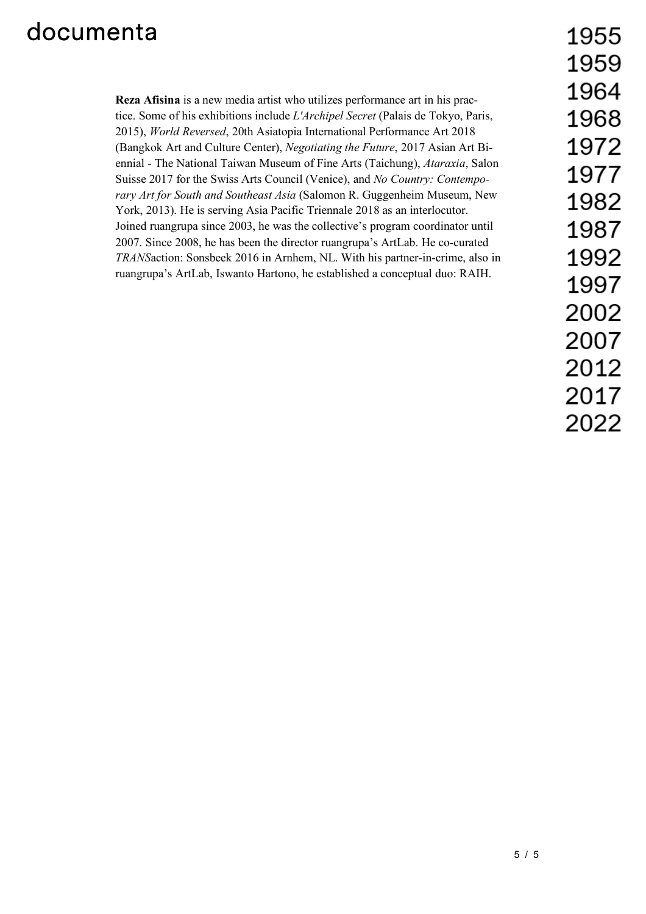**Reza Afisina** is a new media artist who utilizes performance art in his practice. Some of his exhibitions include *L'Archipel Secret* (Palais de Tokyo, Paris, 2015), *World Reversed*, 20th Asiatopia International Performance Art 2018 (Bangkok Art and Culture Center), *Negotiating the Future*, 2017 Asian Art Biennial - The National Taiwan Museum of Fine Arts (Taichung), *Ataraxia*, Salon Suisse 2017 for the Swiss Arts Council (Venice), and *No Country: Contemporary Art for South and Southeast Asia* (Salomon R. Guggenheim Museum, New York, 2013). He is serving Asia Pacific Triennale 2018 as an interlocutor. Joined ruangrupa since 2003, he was the collective's program coordinator until 2007. Since 2008, he has been the director ruangrupa's ArtLab. He co-curated *TRANS*action: Sonsbeek 2016 in Arnhem, NL. With his partner-in-crime, also in ruangrupa's ArtLab, Iswanto Hartono, he established a conceptual duo: RAIH.